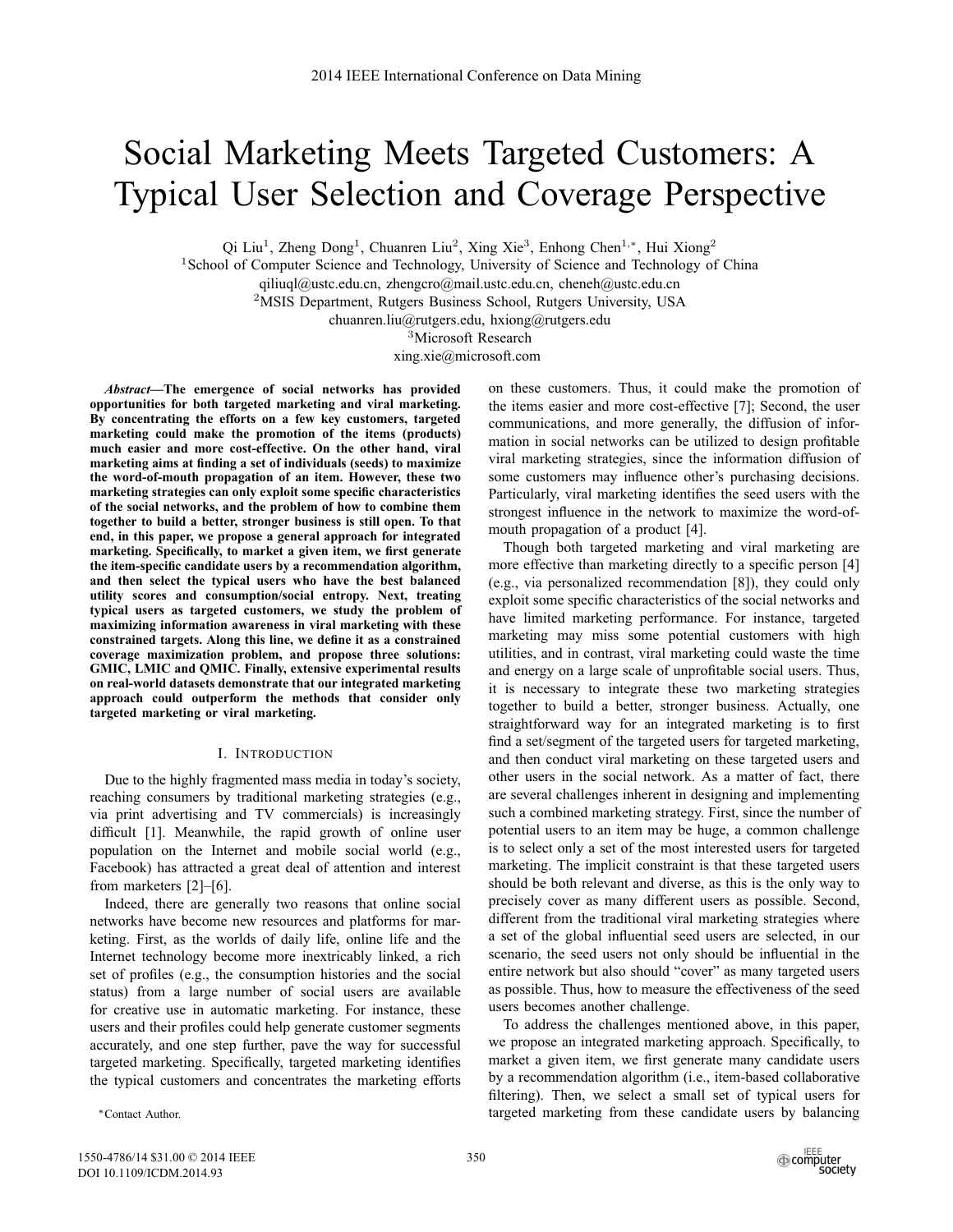# Social Marketing Meets Targeted Customers: A Typical User Selection and Coverage Perspective

Qi Liu[1], Zheng Dong[1], Chuanren Liu[2], Xing Xie[3], Enhong Chen[1,*], Hui Xiong[2]

[1]School of Computer Science and Technology, University of Science and Technology of China

qiliuql@ustc.edu.cn, zhengcro@mail.ustc.edu.cn, cheneh@ustc.edu.cn

[2]MSIS Department, Rutgers Business School, Rutgers University, USA

chuanren.liu@rutgers.edu, hxiong@rutgers.edu

[3]Microsoft Research

xing.xie@microsoft.com

***Abstract*—The emergence of social networks has provided opportunities for both targeted marketing and viral marketing. By concentrating the efforts on a few key customers, targeted marketing could make the promotion of the items (products) much easier and more cost-effective. On the other hand, viral marketing aims at finding a set of individuals (seeds) to maximize the word-of-mouth propagation of an item. However, these two marketing strategies can only exploit some specific characteristics of the social networks, and the problem of how to combine them together to build a better, stronger business is still open. To that end, in this paper, we propose a general approach for integrated marketing. Specifically, to market a given item, we first generate the item-specific candidate users by a recommendation algorithm, and then select the typical users who have the best balanced utility scores and consumption/social entropy. Next, treating typical users as targeted customers, we study the problem of maximizing information awareness in viral marketing with these constrained targets. Along this line, we define it as a constrained coverage maximization problem, and propose three solutions: GMIC, LMIC and QMIC. Finally, extensive experimental results on real-world datasets demonstrate that our integrated marketing approach could outperform the methods that consider only targeted marketing or viral marketing.**

## I. Introduction

Due to the highly fragmented mass media in today's society, reaching consumers by traditional marketing strategies (e.g., via print advertising and TV commercials) is increasingly difficult [1]. Meanwhile, the rapid growth of online user population on the Internet and mobile social world (e.g., Facebook) has attracted a great deal of attention and interest from marketers [2]–[6].

Indeed, there are generally two reasons that online social networks have become new resources and platforms for marketing. First, as the worlds of daily life, online life and the Internet technology become more inextricably linked, a rich set of profiles (e.g., the consumption histories and the social status) from a large number of social users are available for creative use in automatic marketing. For instance, these users and their profiles could help generate customer segments accurately, and one step further, pave the way for successful targeted marketing. Specifically, targeted marketing identifies the typical customers and concentrates the marketing efforts on these customers. Thus, it could make the promotion of the items easier and more cost-effective [7]; Second, the user communications, and more generally, the diffusion of information in social networks can be utilized to design profitable viral marketing strategies, since the information diffusion of some customers may influence other's purchasing decisions. Particularly, viral marketing identifies the seed users with the strongest influence in the network to maximize the word-of-mouth propagation of a product [4].

Though both targeted marketing and viral marketing are more effective than marketing directly to a specific person [4] (e.g., via personalized recommendation [8]), they could only exploit some specific characteristics of the social networks and have limited marketing performance. For instance, targeted marketing may miss some potential customers with high utilities, and in contrast, viral marketing could waste the time and energy on a large scale of unprofitable social users. Thus, it is necessary to integrate these two marketing strategies together to build a better, stronger business. Actually, one straightforward way for an integrated marketing is to first find a set/segment of the targeted users for targeted marketing, and then conduct viral marketing on these targeted users and other users in the social network. As a matter of fact, there are several challenges inherent in designing and implementing such a combined marketing strategy. First, since the number of potential users to an item may be huge, a common challenge is to select only a set of the most interested users for targeted marketing. The implicit constraint is that these targeted users should be both relevant and diverse, as this is the only way to precisely cover as many different users as possible. Second, different from the traditional viral marketing strategies where a set of the global influential seed users are selected, in our scenario, the seed users not only should be influential in the entire network but also should "cover" as many targeted users as possible. Thus, how to measure the effectiveness of the seed users becomes another challenge.

To address the challenges mentioned above, in this paper, we propose an integrated marketing approach. Specifically, to market a given item, we first generate many candidate users by a recommendation algorithm (i.e., item-based collaborative filtering). Then, we select a small set of typical users for targeted marketing from these candidate users by balancing

*Contact Author.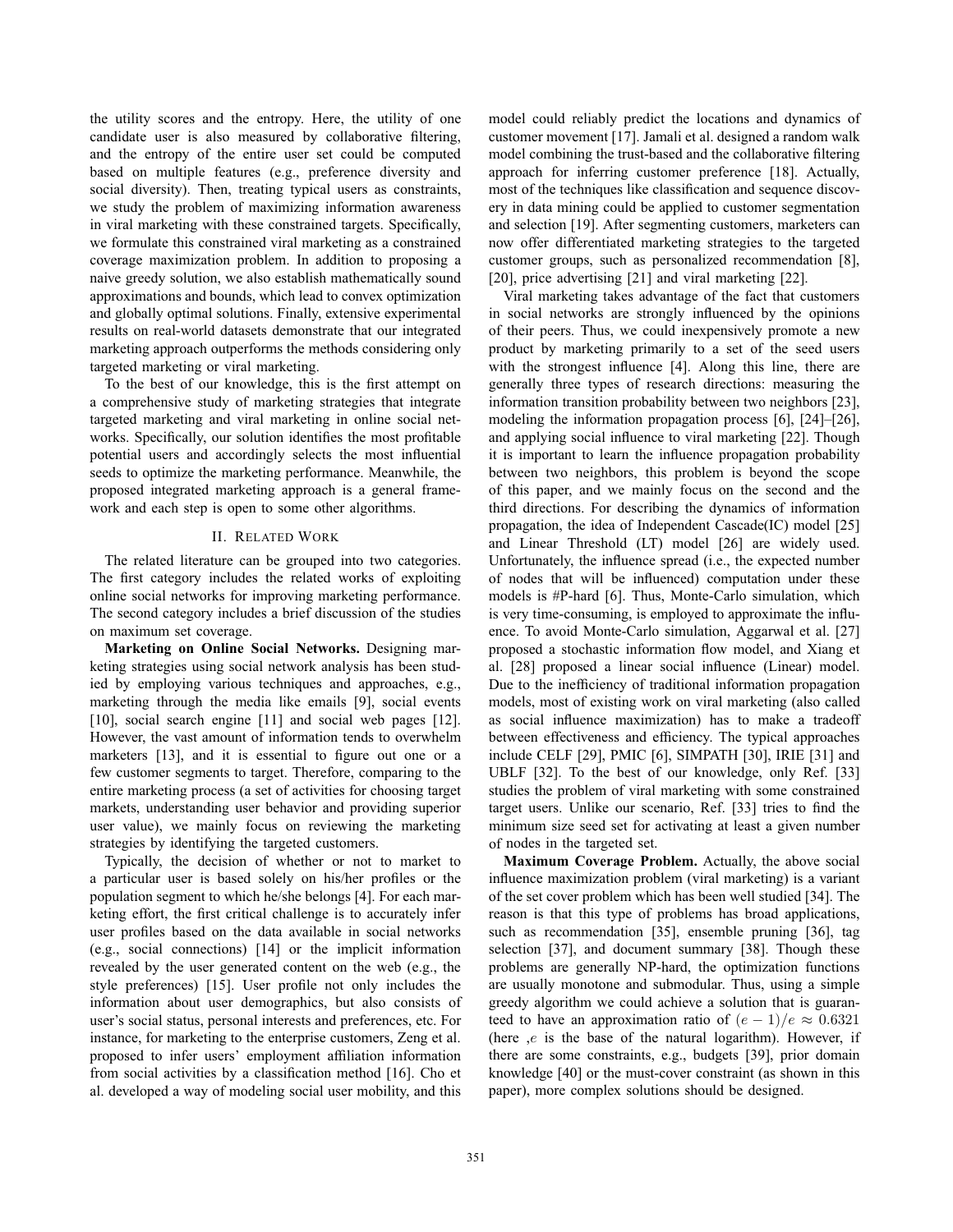the utility scores and the entropy. Here, the utility of one candidate user is also measured by collaborative filtering, and the entropy of the entire user set could be computed based on multiple features (e.g., preference diversity and social diversity). Then, treating typical users as constraints, we study the problem of maximizing information awareness in viral marketing with these constrained targets. Specifically, we formulate this constrained viral marketing as a constrained coverage maximization problem. In addition to proposing a naive greedy solution, we also establish mathematically sound approximations and bounds, which lead to convex optimization and globally optimal solutions. Finally, extensive experimental results on real-world datasets demonstrate that our integrated marketing approach outperforms the methods considering only targeted marketing or viral marketing.

To the best of our knowledge, this is the first attempt on a comprehensive study of marketing strategies that integrate targeted marketing and viral marketing in online social networks. Specifically, our solution identifies the most profitable potential users and accordingly selects the most influential seeds to optimize the marketing performance. Meanwhile, the proposed integrated marketing approach is a general framework and each step is open to some other algorithms.

## II. Related Work

The related literature can be grouped into two categories. The first category includes the related works of exploiting online social networks for improving marketing performance. The second category includes a brief discussion of the studies on maximum set coverage.

**Marketing on Online Social Networks.** Designing marketing strategies using social network analysis has been studied by employing various techniques and approaches, e.g., marketing through the media like emails [9], social events [10], social search engine [11] and social web pages [12]. However, the vast amount of information tends to overwhelm marketers [13], and it is essential to figure out one or a few customer segments to target. Therefore, comparing to the entire marketing process (a set of activities for choosing target markets, understanding user behavior and providing superior user value), we mainly focus on reviewing the marketing strategies by identifying the targeted customers.

Typically, the decision of whether or not to market to a particular user is based solely on his/her profiles or the population segment to which he/she belongs [4]. For each marketing effort, the first critical challenge is to accurately infer user profiles based on the data available in social networks (e.g., social connections) [14] or the implicit information revealed by the user generated content on the web (e.g., the style preferences) [15]. User profile not only includes the information about user demographics, but also consists of user's social status, personal interests and preferences, etc. For instance, for marketing to the enterprise customers, Zeng et al. proposed to infer users' employment affiliation information from social activities by a classification method [16]. Cho et al. developed a way of modeling social user mobility, and this model could reliably predict the locations and dynamics of customer movement [17]. Jamali et al. designed a random walk model combining the trust-based and the collaborative filtering approach for inferring customer preference [18]. Actually, most of the techniques like classification and sequence discovery in data mining could be applied to customer segmentation and selection [19]. After segmenting customers, marketers can now offer differentiated marketing strategies to the targeted customer groups, such as personalized recommendation [8], [20], price advertising [21] and viral marketing [22].

Viral marketing takes advantage of the fact that customers in social networks are strongly influenced by the opinions of their peers. Thus, we could inexpensively promote a new product by marketing primarily to a set of the seed users with the strongest influence [4]. Along this line, there are generally three types of research directions: measuring the information transition probability between two neighbors [23], modeling the information propagation process [6], [24]–[26], and applying social influence to viral marketing [22]. Though it is important to learn the influence propagation probability between two neighbors, this problem is beyond the scope of this paper, and we mainly focus on the second and the third directions. For describing the dynamics of information propagation, the idea of Independent Cascade(IC) model [25] and Linear Threshold (LT) model [26] are widely used. Unfortunately, the influence spread (i.e., the expected number of nodes that will be influenced) computation under these models is #P-hard [6]. Thus, Monte-Carlo simulation, which is very time-consuming, is employed to approximate the influence. To avoid Monte-Carlo simulation, Aggarwal et al. [27] proposed a stochastic information flow model, and Xiang et al. [28] proposed a linear social influence (Linear) model. Due to the inefficiency of traditional information propagation models, most of existing work on viral marketing (also called as social influence maximization) has to make a tradeoff between effectiveness and efficiency. The typical approaches include CELF [29], PMIC [6], SIMPATH [30], IRIE [31] and UBLF [32]. To the best of our knowledge, only Ref. [33] studies the problem of viral marketing with some constrained target users. Unlike our scenario, Ref. [33] tries to find the minimum size seed set for activating at least a given number of nodes in the targeted set.

**Maximum Coverage Problem.** Actually, the above social influence maximization problem (viral marketing) is a variant of the set cover problem which has been well studied [34]. The reason is that this type of problems has broad applications, such as recommendation [35], ensemble pruning [36], tag selection [37], and document summary [38]. Though these problems are generally NP-hard, the optimization functions are usually monotone and submodular. Thus, using a simple greedy algorithm we could achieve a solution that is guaranteed to have an approximation ratio of $(e-1)/e \approx 0.6321$ (here ,$e$ is the base of the natural logarithm). However, if there are some constraints, e.g., budgets [39], prior domain knowledge [40] or the must-cover constraint (as shown in this paper), more complex solutions should be designed.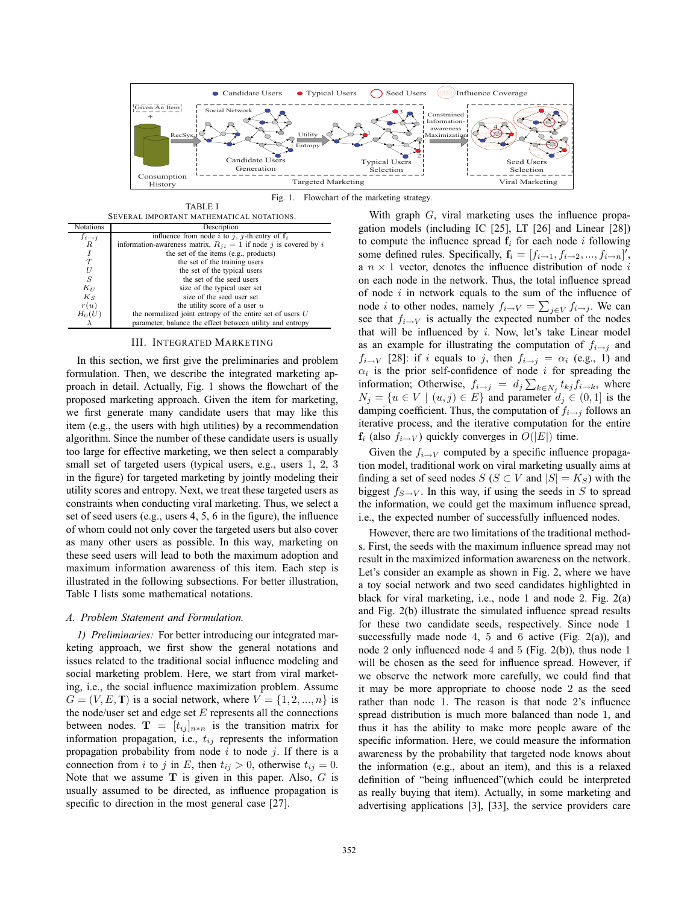Fig. 1. Flowchart of the marketing strategy.

TABLE I
SEVERAL IMPORTANT MATHEMATICAL NOTATIONS.

| Notations | Description |
|---|---|
| $f_{i \to j}$ | influence from node $i$ to $j$, $j$-th entry of $\mathbf{f}_i$ |
| $R$ | information-awareness matrix, $R_{ji} = 1$ if node $j$ is covered by $i$ |
| $I$ | the set of the items (e.g., products) |
| $T$ | the set of the training users |
| $U$ | the set of the typical users |
| $S$ | the set of the seed users |
| $K_U$ | size of the typical user set |
| $K_S$ | size of the seed user set |
| $r(u)$ | the utility score of a user $u$ |
| $H_0(U)$ | the normalized joint entropy of the entire set of users $U$ |
| $\lambda$ | parameter, balance the effect between utility and entropy |

## III. INTEGRATED MARKETING

In this section, we first give the preliminaries and problem formulation. Then, we describe the integrated marketing approach in detail. Actually, Fig. 1 shows the flowchart of the proposed marketing approach. Given the item for marketing, we first generate many candidate users that may like this item (e.g., the users with high utilities) by a recommendation algorithm. Since the number of these candidate users is usually too large for effective marketing, we then select a comparably small set of targeted users (typical users, e.g., users 1, 2, 3 in the figure) for targeted marketing by jointly modeling their utility scores and entropy. Next, we treat these targeted users as constraints when conducting viral marketing. Thus, we select a set of seed users (e.g., users 4, 5, 6 in the figure), the influence of whom could not only cover the targeted users but also cover as many other users as possible. In this way, marketing on these seed users will lead to both the maximum adoption and maximum information awareness of this item. Each step is illustrated in the following subsections. For better illustration, Table I lists some mathematical notations.

### A. Problem Statement and Formulation.

*1) Preliminaries:* For better introducing our integrated marketing approach, we first show the general notations and issues related to the traditional social influence modeling and social marketing problem. Here, we start from viral marketing, i.e., the social influence maximization problem. Assume $G = (V, E, \mathbf{T})$ is a social network, where $V = \{1, 2, ..., n\}$ is the node/user set and edge set $E$ represents all the connections between nodes. $\mathbf{T} = [t_{ij}]_{n*n}$ is the transition matrix for information propagation, i.e., $t_{ij}$ represents the information propagation probability from node $i$ to node $j$. If there is a connection from $i$ to $j$ in $E$, then $t_{ij} > 0$, otherwise $t_{ij} = 0$. Note that we assume $\mathbf{T}$ is given in this paper. Also, $G$ is usually assumed to be directed, as influence propagation is specific to direction in the most general case [27].

With graph $G$, viral marketing uses the influence propagation models (including IC [25], LT [26] and Linear [28]) to compute the influence spread $\mathbf{f}_i$ for each node $i$ following some defined rules. Specifically, $\mathbf{f}_i = [f_{i\to 1}, f_{i\to 2}, ..., f_{i\to n}]'$, a $n \times 1$ vector, denotes the influence distribution of node $i$ on each node in the network. Thus, the total influence spread of node $i$ in network equals to the sum of the influence of node $i$ to other nodes, namely $f_{i\to V} = \sum_{j\in V} f_{i\to j}$. We can see that $f_{i\to V}$ is actually the expected number of the nodes that will be influenced by $i$. Now, let's take Linear model as an example for illustrating the computation of $f_{i\to j}$ and $f_{i\to V}$ [28]: if $i$ equals to $j$, then $f_{i\to j} = \alpha_i$ (e.g., 1) and $\alpha_i$ is the prior self-confidence of node $i$ for spreading the information; Otherwise, $f_{i\to j} = d_j \sum_{k\in N_j} t_{kj} f_{i\to k}$, where $N_j = \{u \in V \mid (u, j) \in E\}$ and parameter $d_j \in (0, 1]$ is the damping coefficient. Thus, the computation of $f_{i\to j}$ follows an iterative process, and the iterative computation for the entire $\mathbf{f}_i$ (also $f_{i\to V}$) quickly converges in $O(|E|)$ time.

Given the $f_{i\to V}$ computed by a specific influence propagation model, traditional work on viral marketing usually aims at finding a set of seed nodes $S$ ($S \subset V$ and $|S| = K_S$) with the biggest $f_{S\to V}$. In this way, if using the seeds in $S$ to spread the information, we could get the maximum influence spread, i.e., the expected number of successfully influenced nodes.

However, there are two limitations of the traditional methods. First, the seeds with the maximum influence spread may not result in the maximized information awareness on the network. Let's consider an example as shown in Fig. 2, where we have a toy social network and two seed candidates highlighted in black for viral marketing, i.e., node 1 and node 2. Fig. 2(a) and Fig. 2(b) illustrate the simulated influence spread results for these two candidate seeds, respectively. Since node 1 successfully made node 4, 5 and 6 active (Fig. 2(a)), and node 2 only influenced node 4 and 5 (Fig. 2(b)), thus node 1 will be chosen as the seed for influence spread. However, if we observe the network more carefully, we could find that it may be more appropriate to choose node 2 as the seed rather than node 1. The reason is that node 2's influence spread distribution is much more balanced than node 1, and thus it has the ability to make more people aware of the specific information. Here, we could measure the information awareness by the probability that targeted node knows about the information (e.g., about an item), and this is a relaxed definition of "being influenced"(which could be interpreted as really buying that item). Actually, in some marketing and advertising applications [3], [33], the service providers care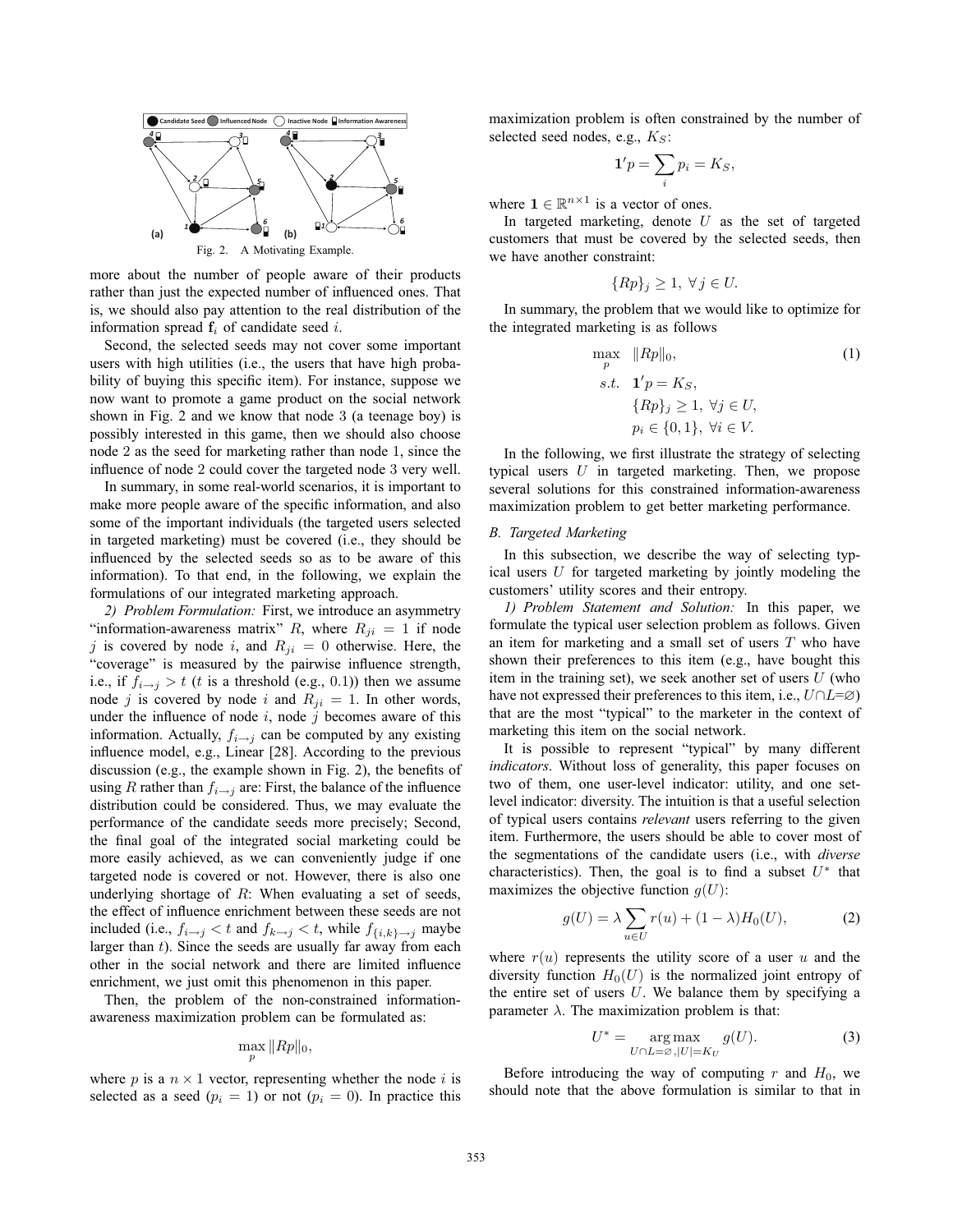Fig. 2. A Motivating Example.

more about the number of people aware of their products rather than just the expected number of influenced ones. That is, we should also pay attention to the real distribution of the information spread $\mathbf{f}_i$ of candidate seed $i$.

Second, the selected seeds may not cover some important users with high utilities (i.e., the users that have high probability of buying this specific item). For instance, suppose we now want to promote a game product on the social network shown in Fig. 2 and we know that node 3 (a teenage boy) is possibly interested in this game, then we should also choose node 2 as the seed for marketing rather than node 1, since the influence of node 2 could cover the targeted node 3 very well.

In summary, in some real-world scenarios, it is important to make more people aware of the specific information, and also some of the important individuals (the targeted users selected in targeted marketing) must be covered (i.e., they should be influenced by the selected seeds so as to be aware of this information). To that end, in the following, we explain the formulations of our integrated marketing approach.

*2) Problem Formulation:* First, we introduce an asymmetry "information-awareness matrix" $R$, where $R_{ji} = 1$ if node $j$ is covered by node $i$, and $R_{ji} = 0$ otherwise. Here, the "coverage" is measured by the pairwise influence strength, i.e., if $f_{i\to j} > t$ ($t$ is a threshold (e.g., 0.1)) then we assume node $j$ is covered by node $i$ and $R_{ji} = 1$. In other words, under the influence of node $i$, node $j$ becomes aware of this information. Actually, $f_{i\to j}$ can be computed by any existing influence model, e.g., Linear [28]. According to the previous discussion (e.g., the example shown in Fig. 2), the benefits of using $R$ rather than $f_{i\to j}$ are: First, the balance of the influence distribution could be considered. Thus, we may evaluate the performance of the candidate seeds more precisely; Second, the final goal of the integrated social marketing could be more easily achieved, as we can conveniently judge if one targeted node is covered or not. However, there is also one underlying shortage of $R$: When evaluating a set of seeds, the effect of influence enrichment between these seeds are not included (i.e., $f_{i\to j} < t$ and $f_{k\to j} < t$, while $f_{\{i,k\}\to j}$ maybe larger than $t$). Since the seeds are usually far away from each other in the social network and there are limited influence enrichment, we just omit this phenomenon in this paper.

Then, the problem of the non-constrained information-awareness maximization problem can be formulated as:

$$\max_p \|Rp\|_0,$$

where $p$ is a $n \times 1$ vector, representing whether the node $i$ is selected as a seed ($p_i = 1$) or not ($p_i = 0$). In practice this maximization problem is often constrained by the number of selected seed nodes, e.g., $K_S$:

$$\mathbf{1}'p = \sum_i p_i = K_S,$$

where $\mathbf{1} \in \mathbb{R}^{n\times 1}$ is a vector of ones.

In targeted marketing, denote $U$ as the set of targeted customers that must be covered by the selected seeds, then we have another constraint:

$$\{Rp\}_j \geq 1,\ \forall j \in U.$$

In summary, the problem that we would like to optimize for the integrated marketing is as follows

$$\begin{aligned} \max_p \quad & \|Rp\|_0, \\ s.t. \quad & \mathbf{1}'p = K_S, \\ & \{Rp\}_j \geq 1,\ \forall j \in U, \\ & p_i \in \{0, 1\},\ \forall i \in V. \end{aligned} \tag{1}$$

In the following, we first illustrate the strategy of selecting typical users $U$ in targeted marketing. Then, we propose several solutions for this constrained information-awareness maximization problem to get better marketing performance.

### B. Targeted Marketing

In this subsection, we describe the way of selecting typical users $U$ for targeted marketing by jointly modeling the customers' utility scores and their entropy.

*1) Problem Statement and Solution:* In this paper, we formulate the typical user selection problem as follows. Given an item for marketing and a small set of users $T$ who have shown their preferences to this item (e.g., have bought this item in the training set), we seek another set of users $U$ (who have not expressed their preferences to this item, i.e., $U \cap L = \varnothing$) that are the most "typical" to the marketer in the context of marketing this item on the social network.

It is possible to represent "typical" by many different *indicators*. Without loss of generality, this paper focuses on two of them, one user-level indicator: utility, and one set-level indicator: diversity. The intuition is that a useful selection of typical users contains *relevant* users referring to the given item. Furthermore, the users should be able to cover most of the segmentations of the candidate users (i.e., with *diverse* characteristics). Then, the goal is to find a subset $U^*$ that maximizes the objective function $g(U)$:

$$g(U) = \lambda \sum_{u\in U} r(u) + (1 - \lambda) H_0(U), \tag{2}$$

where $r(u)$ represents the utility score of a user $u$ and the diversity function $H_0(U)$ is the normalized joint entropy of the entire set of users $U$. We balance them by specifying a parameter $\lambda$. The maximization problem is that:

$$U^* = \underset{U\cap L=\varnothing, |U|=K_U}{\arg\max}\ g(U). \tag{3}$$

Before introducing the way of computing $r$ and $H_0$, we should note that the above formulation is similar to that in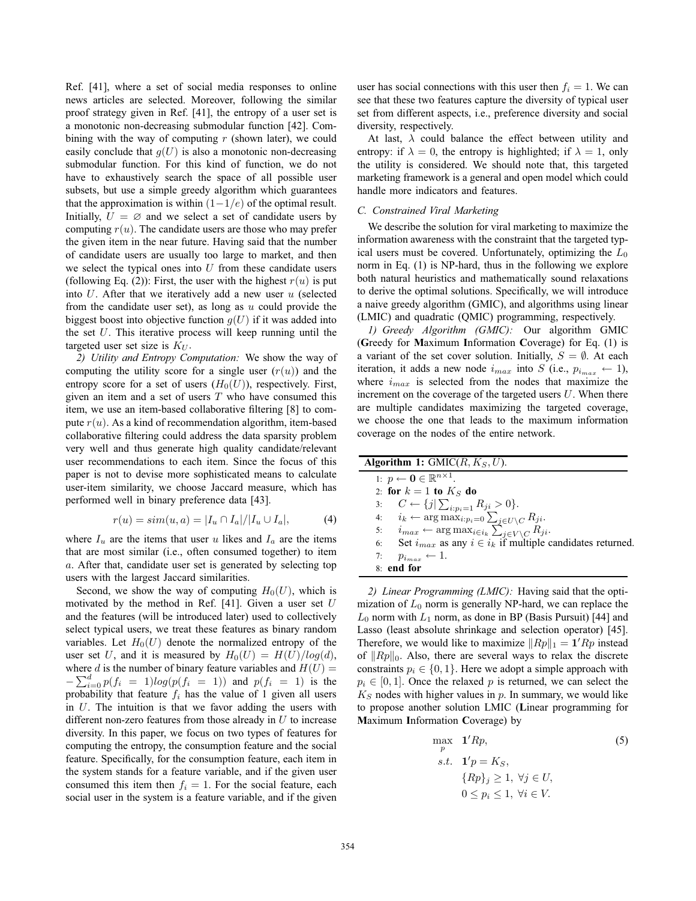Ref. [41], where a set of social media responses to online news articles are selected. Moreover, following the similar proof strategy given in Ref. [41], the entropy of a user set is a monotonic non-decreasing submodular function [42]. Combining with the way of computing (shown later), we could easily conclude that $g(U)$ is also a monotonic non-decreasing submodular function. For this kind of function, we do not have to exhaustively search the space of all possible user subsets, but use a simple greedy algorithm which guarantees that the approximation is within $(1-1/e)$ of the optimal result. Initially, $U = \varnothing$ and we select a set of candidate users by computing $r(u)$. The candidate users are those who may prefer the given item in the near future. Having said that the number of candidate users are usually too large to market, and then we select the typical ones into $U$ from these candidate users (following Eq. (2)): First, the user with the highest $r(u)$ is put into $U$. After that we iteratively add a new user $u$ (selected from the candidate user set), as long as $u$ could provide the biggest boost into objective function $g(U)$ if it was added into the set $U$. This iterative process will keep running until the targeted user set size is $K_U$.

*2) Utility and Entropy Computation:* We show the way of computing the utility score for a single user ($r(u)$) and the entropy score for a set of users ($H_0(U)$), respectively. First, given an item and a set of users $T$ who have consumed this item, we use an item-based collaborative filtering [8] to compute $r(u)$. As a kind of recommendation algorithm, item-based collaborative filtering could address the data sparsity problem very well and thus generate high quality candidate/relevant user recommendations to each item. Since the focus of this paper is not to devise more sophisticated means to calculate user-item similarity, we choose Jaccard measure, which has performed well in binary preference data [43].

$$r(u) = sim(u, a) = |I_u \cap I_a| / |I_u \cup I_a|, \tag{4}$$

where $I_u$ are the items that user $u$ likes and $I_a$ are the items that are most similar (i.e., often consumed together) to item $a$. After that, candidate user set is generated by selecting top users with the largest Jaccard similarities.

Second, we show the way of computing $H_0(U)$, which is motivated by the method in Ref. [41]. Given a user set $U$ and the features (will be introduced later) used to collectively select typical users, we treat these features as binary random variables. Let $H_0(U)$ denote the normalized entropy of the user set $U$, and it is measured by $H_0(U) = H(U)/log(d)$, where $d$ is the number of binary feature variables and $H(U) = -\sum_{i=0}^{d} p(f_i = 1) log(p(f_i = 1))$ and $p(f_i = 1)$ is the probability that feature $f_i$ has the value of 1 given all users in $U$. The intuition is that we favor adding the users with different non-zero features from those already in $U$ to increase diversity. In this paper, we focus on two types of features for computing the entropy, the consumption feature and the social feature. Specifically, for the consumption feature, each item in the system stands for a feature variable, and if the given user consumed this item then $f_i = 1$. For the social feature, each social user in the system is a feature variable, and if the given user has social connections with this user then $f_i = 1$. We can see that these two features capture the diversity of typical user set from different aspects, i.e., preference diversity and social diversity, respectively.

At last, $\lambda$ could balance the effect between utility and entropy: if $\lambda = 0$, the entropy is highlighted; if $\lambda = 1$, only the utility is considered. We should note that, this targeted marketing framework is a general and open model which could handle more indicators and features.

### C. Constrained Viral Marketing

We describe the solution for viral marketing to maximize the information awareness with the constraint that the targeted typical users must be covered. Unfortunately, optimizing the $L_0$ norm in Eq. (1) is NP-hard, thus in the following we explore both natural heuristics and mathematically sound relaxations to derive the optimal solutions. Specifically, we will introduce a naive greedy algorithm (GMIC), and algorithms using linear (LMIC) and quadratic (QMIC) programming, respectively.

*1) Greedy Algorithm (GMIC):* Our algorithm GMIC (**G**reedy for **M**aximum **I**nformation **C**overage) for Eq. (1) is a variant of the set cover solution. Initially, $S = \emptyset$. At each iteration, it adds a new node $i_{max}$ into $S$ (i.e., $p_{i_{max}} \leftarrow 1$), where $i_{max}$ is selected from the nodes that maximize the increment on the coverage of the targeted users $U$. When there are multiple candidates maximizing the targeted coverage, we choose the one that leads to the maximum information coverage on the nodes of the entire network.

**Algorithm 1:** GMIC($R, K_S, U$).

```
1: p ← 0 ∈ ℝ^{n×1}.
2: for k = 1 to K_S do
3:    C ← {j | Σ_{i:p_i=1} R_ji > 0}.
4:    i_k ← argmax_{i:p_i=0} Σ_{j∈U\C} R_ji.
5:    i_max ← argmax_{i∈i_k} Σ_{j∈V\C} R_ji.
6:    Set i_max as any i ∈ i_k if multiple candidates returned.
7:    p_{i_max} ← 1.
8: end for
```

*2) Linear Programming (LMIC):* Having said that the optimization of $L_0$ norm is generally NP-hard, we can replace the $L_0$ norm with $L_1$ norm, as done in BP (Basis Pursuit) [44] and Lasso (least absolute shrinkage and selection operator) [45]. Therefore, we would like to maximize $\|Rp\|_1 = \mathbf{1}'Rp$ instead of $\|Rp\|_0$. Also, there are several ways to relax the discrete constraints $p_i \in \{0, 1\}$. Here we adopt a simple approach with $p_i \in [0, 1]$. Once the relaxed $p$ is returned, we can select the $K_S$ nodes with higher values in $p$. In summary, we would like to propose another solution LMIC (**L**inear programming for **M**aximum **I**nformation **C**overage) by

$$\begin{aligned}
\max_{p} \quad & \mathbf{1}'Rp, \\
s.t. \quad & \mathbf{1}'p = K_S, \\
& \{Rp\}_j \geq 1, \ \forall j \in U, \\
& 0 \leq p_i \leq 1, \ \forall i \in V.
\end{aligned} \tag{5}$$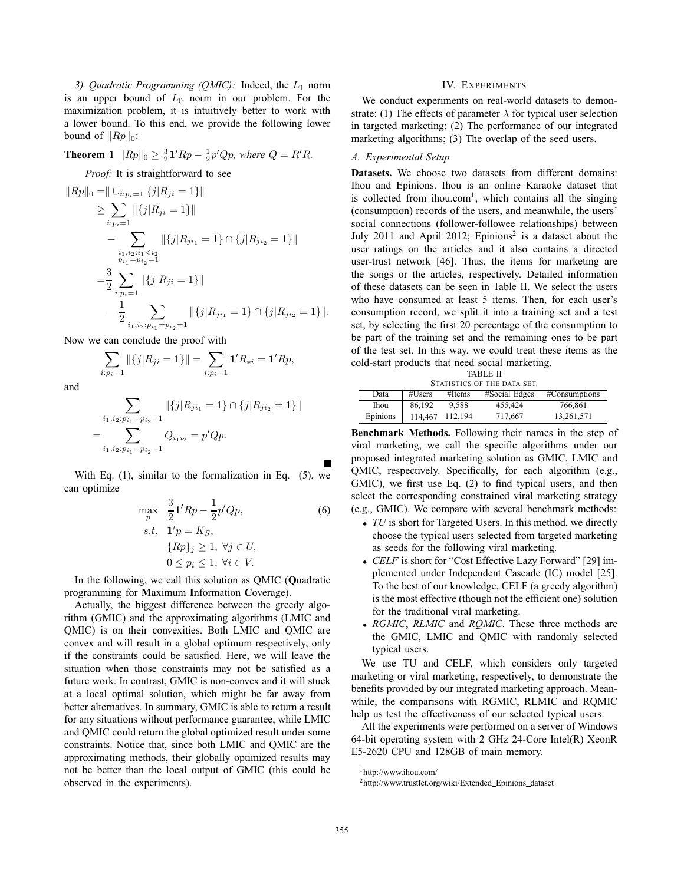*3) Quadratic Programming (QMIC):* Indeed, the $L_1$ norm is an upper bound of $L_0$ norm in our problem. For the maximization problem, it is intuitively better to work with a lower bound. To this end, we provide the following lower bound of $\|Rp\|_0$:

**Theorem 1** $\|Rp\|_0 \geq \frac{3}{2}\mathbf{1}'Rp - \frac{1}{2}p'Qp$*, where* $Q = R'R$*.*

*Proof:* It is straightforward to see

$$
\begin{aligned}
\|Rp\|_0 =& \| \cup_{i:p_i=1} \{j|R_{ji} = 1\}\| \\
\geq& \sum_{i:p_i=1} \|\{j|R_{ji} = 1\}\| \\
&- \sum_{\substack{i_1,i_2:i_1<i_2 \\ p_{i_1}=p_{i_2}=1}} \|\{j|R_{ji_1} = 1\} \cap \{j|R_{ji_2} = 1\}\| \\
=& \frac{3}{2} \sum_{i:p_i=1} \|\{j|R_{ji} = 1\}\| \\
&- \frac{1}{2} \sum_{i_1,i_2:p_{i_1}=p_{i_2}=1} \|\{j|R_{ji_1} = 1\} \cap \{j|R_{ji_2} = 1\}\|.
\end{aligned}
$$

Now we can conclude the proof with

$$
\sum_{i:p_i=1} \|\{j|R_{ji} = 1\}\| = \sum_{i:p_i=1} \mathbf{1}'R_{*i} = \mathbf{1}'Rp,
$$

and

$$
\begin{aligned}
&\sum_{i_1,i_2:p_{i_1}=p_{i_2}=1} \|\{j|R_{ji_1} = 1\} \cap \{j|R_{ji_2} = 1\}\| \\
=& \sum_{i_1,i_2:p_{i_1}=p_{i_2}=1} Q_{i_1 i_2} = p'Qp.
\end{aligned}
$$

■

With Eq. (1), similar to the formalization in Eq. (5), we can optimize

$$
\begin{aligned}
\max_{p} \quad & \frac{3}{2}\mathbf{1}'Rp - \frac{1}{2}p'Qp, \qquad (6) \\
s.t. \quad & \mathbf{1}'p = K_S, \\
& \{Rp\}_j \geq 1, \ \forall j \in U, \\
& 0 \leq p_i \leq 1, \ \forall i \in V.
\end{aligned}
$$

In the following, we call this solution as QMIC (**Q**uadratic programming for **M**aximum **I**nformation **C**overage).

Actually, the biggest difference between the greedy algorithm (GMIC) and the approximating algorithms (LMIC and QMIC) is on their convexities. Both LMIC and QMIC are convex and will result in a global optimum respectively, only if the constraints could be satisfied. Here, we will leave the situation when those constraints may not be satisfied as a future work. In contrast, GMIC is non-convex and it will stuck at a local optimal solution, which might be far away from better alternatives. In summary, GMIC is able to return a result for any situations without performance guarantee, while LMIC and QMIC could return the global optimized result under some constraints. Notice that, since both LMIC and QMIC are the approximating methods, their globally optimized results may not be better than the local output of GMIC (this could be observed in the experiments).

## IV. Experiments

We conduct experiments on real-world datasets to demonstrate: (1) The effects of parameter $\lambda$ for typical user selection in targeted marketing; (2) The performance of our integrated marketing algorithms; (3) The overlap of the seed users.

### A. Experimental Setup

**Datasets.** We choose two datasets from different domains: Ihou and Epinions. Ihou is an online Karaoke dataset that is collected from ihou.com[1], which contains all the singing (consumption) records of the users, and meanwhile, the users' social connections (follower-followee relationships) between July 2011 and April 2012; Epinions[2] is a dataset about the user ratings on the articles and it also contains a directed user-trust network [46]. Thus, the items for marketing are the songs or the articles, respectively. Detailed information of these datasets can be seen in Table II. We select the users who have consumed at least 5 items. Then, for each user's consumption record, we split it into a training set and a test set, by selecting the first 20 percentage of the consumption to be part of the training set and the remaining ones to be part of the test set. In this way, we could treat these items as the cold-start products that need social marketing.

TABLE II
STATISTICS OF THE DATA SET.

| Data | #Users | #Items | #Social Edges | #Consumptions |
|---|---|---|---|---|
| Ihou | 86,192 | 9,588 | 455,424 | 766,861 |
| Epinions | 114,467 | 112,194 | 717,667 | 13,261,571 |

**Benchmark Methods.** Following their names in the step of viral marketing, we call the specific algorithms under our proposed integrated marketing solution as GMIC, LMIC and QMIC, respectively. Specifically, for each algorithm (e.g., GMIC), we first use Eq. (2) to find typical users, and then select the corresponding constrained viral marketing strategy (e.g., GMIC). We compare with several benchmark methods:

- *TU* is short for Targeted Users. In this method, we directly choose the typical users selected from targeted marketing as seeds for the following viral marketing.
- *CELF* is short for "Cost Effective Lazy Forward" [29] implemented under Independent Cascade (IC) model [25]. To the best of our knowledge, CELF (a greedy algorithm) is the most effective (though not the efficient one) solution for the traditional viral marketing.
- *RGMIC*, *RLMIC* and *RQMIC*. These three methods are the GMIC, LMIC and QMIC with randomly selected typical users.

We use TU and CELF, which considers only targeted marketing or viral marketing, respectively, to demonstrate the benefits provided by our integrated marketing approach. Meanwhile, the comparisons with RGMIC, RLMIC and RQMIC help us test the effectiveness of our selected typical users.

All the experiments were performed on a server of Windows 64-bit operating system with 2 GHz 24-Core Intel(R) XeonR E5-2620 CPU and 128GB of main memory.

[1] http://www.ihou.com/

[2] http://www.trustlet.org/wiki/Extended_Epinions_dataset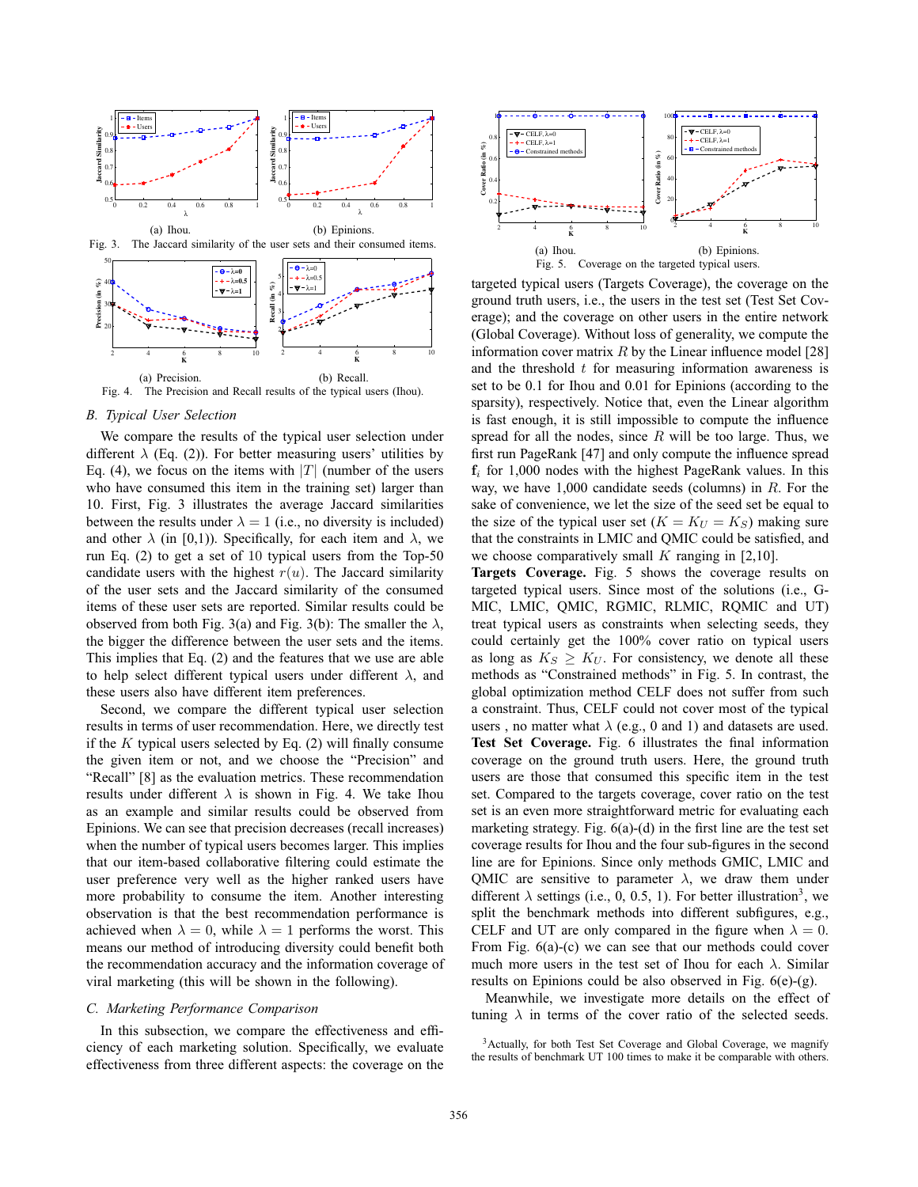(a) Ihou. (b) Epinions.

Fig. 3. The Jaccard similarity of the user sets and their consumed items.

(a) Precision. (b) Recall.

Fig. 4. The Precision and Recall results of the typical users (Ihou).

### B. Typical User Selection

We compare the results of the typical user selection under different $\lambda$ (Eq. (2)). For better measuring users' utilities by Eq. (4), we focus on the items with $|T|$ (number of the users who have consumed this item in the training set) larger than 10. First, Fig. 3 illustrates the average Jaccard similarities between the results under $\lambda = 1$ (i.e., no diversity is included) and other $\lambda$ (in [0,1)). Specifically, for each item and $\lambda$, we run Eq. (2) to get a set of 10 typical users from the Top-50 candidate users with the highest $r(u)$. The Jaccard similarity of the user sets and the Jaccard similarity of the consumed items of these user sets are reported. Similar results could be observed from both Fig. 3(a) and Fig. 3(b): The smaller the $\lambda$, the bigger the difference between the user sets and the items. This implies that Eq. (2) and the features that we use are able to help select different typical users under different $\lambda$, and these users also have different item preferences.

Second, we compare the different typical user selection results in terms of user recommendation. Here, we directly test if the $K$ typical users selected by Eq. (2) will finally consume the given item or not, and we choose the "Precision" and "Recall" [8] as the evaluation metrics. These recommendation results under different $\lambda$ is shown in Fig. 4. We take Ihou as an example and similar results could be observed from Epinions. We can see that precision decreases (recall increases) when the number of typical users becomes larger. This implies that our item-based collaborative filtering could estimate the user preference very well as the higher ranked users have more probability to consume the item. Another interesting observation is that the best recommendation performance is achieved when $\lambda = 0$, while $\lambda = 1$ performs the worst. This means our method of introducing diversity could benefit both the recommendation accuracy and the information coverage of viral marketing (this will be shown in the following).

### C. Marketing Performance Comparison

In this subsection, we compare the effectiveness and efficiency of each marketing solution. Specifically, we evaluate effectiveness from three different aspects: the coverage on the targeted typical users (Targets Coverage), the coverage on the ground truth users, i.e., the users in the test set (Test Set Coverage); and the coverage on other users in the entire network (Global Coverage). Without loss of generality, we compute the information cover matrix $R$ by the Linear influence model [28] and the threshold $t$ for measuring information awareness is set to be 0.1 for Ihou and 0.01 for Epinions (according to the sparsity), respectively. Notice that, even the Linear algorithm is fast enough, it is still impossible to compute the influence spread for all the nodes, since $R$ will be too large. Thus, we first run PageRank [47] and only compute the influence spread $\mathbf{f}_i$ for 1,000 nodes with the highest PageRank values. In this way, we have 1,000 candidate seeds (columns) in $R$. For the sake of convenience, we let the size of the seed set be equal to the size of the typical user set ($K = K_U = K_S$) making sure that the constraints in LMIC and QMIC could be satisfied, and we choose comparatively small $K$ ranging in [2,10].

(a) Ihou. (b) Epinions.

Fig. 5. Coverage on the targeted typical users.

**Targets Coverage.** Fig. 5 shows the coverage results on targeted typical users. Since most of the solutions (i.e., G-MIC, LMIC, QMIC, RGMIC, RLMIC, RQMIC and UT) treat typical users as constraints when selecting seeds, they could certainly get the 100% cover ratio on typical users as long as $K_S \geq K_U$. For consistency, we denote all these methods as "Constrained methods" in Fig. 5. In contrast, the global optimization method CELF does not suffer from such a constraint. Thus, CELF could not cover most of the typical users , no matter what $\lambda$ (e.g., 0 and 1) and datasets are used.

**Test Set Coverage.** Fig. 6 illustrates the final information coverage on the ground truth users. Here, the ground truth users are those that consumed this specific item in the test set. Compared to the targets coverage, cover ratio on the test set is an even more straightforward metric for evaluating each marketing strategy. Fig. 6(a)-(d) in the first line are the test set coverage results for Ihou and the four sub-figures in the second line are for Epinions. Since only methods GMIC, LMIC and QMIC are sensitive to parameter $\lambda$, we draw them under different $\lambda$ settings (i.e., 0, 0.5, 1). For better illustration[3], we split the benchmark methods into different subfigures, e.g., CELF and UT are only compared in the figure when $\lambda = 0$. From Fig. 6(a)-(c) we can see that our methods could cover much more users in the test set of Ihou for each $\lambda$. Similar results on Epinions could be also observed in Fig. 6(e)-(g).

Meanwhile, we investigate more details on the effect of tuning $\lambda$ in terms of the cover ratio of the selected seeds.

[3] Actually, for both Test Set Coverage and Global Coverage, we magnify the results of benchmark UT 100 times to make it be comparable with others.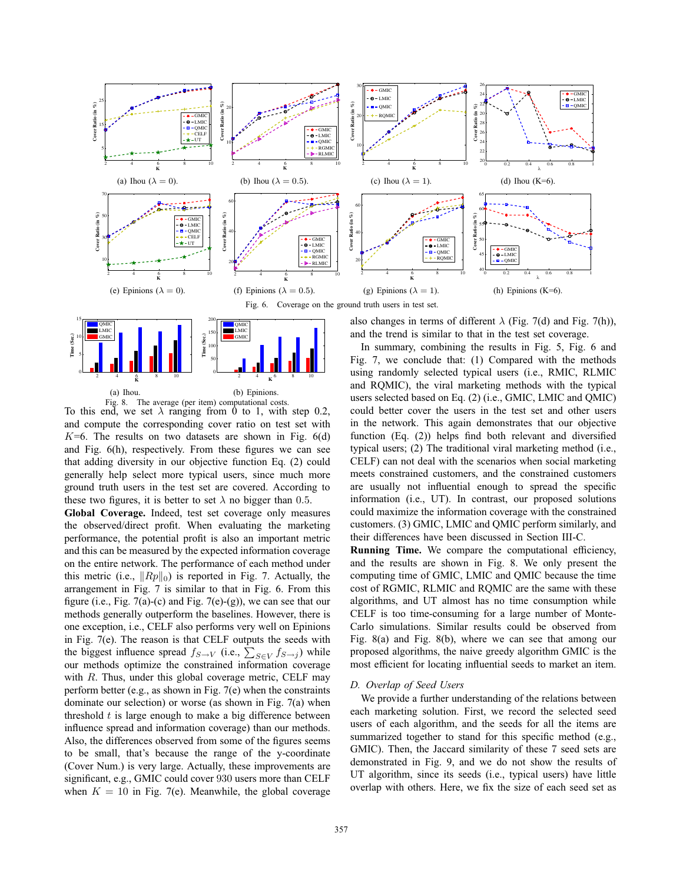(a) Ihou ($\lambda = 0$). (b) Ihou ($\lambda = 0.5$). (c) Ihou ($\lambda = 1$). (d) Ihou (K=6).

(e) Epinions ($\lambda = 0$). (f) Epinions ($\lambda = 0.5$). (g) Epinions ($\lambda = 1$). (h) Epinions (K=6).

Fig. 6. Coverage on the ground truth users in test set.

(a) Ihou. (b) Epinions.

Fig. 8. The average (per item) computational costs.

To this end, we set $\lambda$ ranging from 0 to 1, with step 0.2, and compute the corresponding cover ratio on test set with $K$=6. The results on two datasets are shown in Fig. 6(d) and Fig. 6(h), respectively. From these figures we can see that adding diversity in our objective function Eq. (2) could generally help select more typical users, since much more ground truth users in the test set are covered. According to these two figures, it is better to set $\lambda$ no bigger than 0.5.

**Global Coverage.** Indeed, test set coverage only measures the observed/direct profit. When evaluating the marketing performance, the potential profit is also an important metric and this can be measured by the expected information coverage on the entire network. The performance of each method under this metric (i.e., $\|Rp\|_0$) is reported in Fig. 7. Actually, the arrangement in Fig. 7 is similar to that in Fig. 6. From this figure (i.e., Fig. 7(a)-(c) and Fig. 7(e)-(g)), we can see that our methods generally outperform the baselines. However, there is one exception, i.e., CELF also performs very well on Epinions in Fig. 7(e). The reason is that CELF outputs the seeds with the biggest influence spread $f_{S\rightarrow V}$ (i.e., $\sum_{S\in V} f_{S\rightarrow j}$) while our methods optimize the constrained information coverage with $R$. Thus, under this global coverage metric, CELF may perform better (e.g., as shown in Fig. 7(e) when the constraints dominate our selection) or worse (as shown in Fig. 7(a) when threshold $t$ is large enough to make a big difference between influence spread and information coverage) than our methods. Also, the differences observed from some of the figures seems to be small, that's because the range of the y-coordinate (Cover Num.) is very large. Actually, these improvements are significant, e.g., GMIC could cover 930 users more than CELF when $K = 10$ in Fig. 7(e). Meanwhile, the global coverage also changes in terms of different $\lambda$ (Fig. 7(d) and Fig. 7(h)), and the trend is similar to that in the test set coverage.

In summary, combining the results in Fig. 5, Fig. 6 and Fig. 7, we conclude that: (1) Compared with the methods using randomly selected typical users (i.e., RMIC, RLMIC and RQMIC), the viral marketing methods with the typical users selected based on Eq. (2) (i.e., GMIC, LMIC and QMIC) could better cover the users in the test set and other users in the network. This again demonstrates that our objective function (Eq. (2)) helps find both relevant and diversified typical users; (2) The traditional viral marketing method (i.e., CELF) can not deal with the scenarios when social marketing meets constrained customers, and the constrained customers are usually not influential enough to spread the specific information (i.e., UT). In contrast, our proposed solutions could maximize the information coverage with the constrained customers. (3) GMIC, LMIC and QMIC perform similarly, and their differences have been discussed in Section III-C.

**Running Time.** We compare the computational efficiency, and the results are shown in Fig. 8. We only present the computing time of GMIC, LMIC and QMIC because the time cost of RGMIC, RLMIC and RQMIC are the same with these algorithms, and UT almost has no time consumption while CELF is too time-consuming for a large number of Monte-Carlo simulations. Similar results could be observed from Fig. 8(a) and Fig. 8(b), where we can see that among our proposed algorithms, the naive greedy algorithm GMIC is the most efficient for locating influential seeds to market an item.

### D. Overlap of Seed Users

We provide a further understanding of the relations between each marketing solution. First, we record the selected seed users of each algorithm, and the seeds for all the items are summarized together to stand for this specific method (e.g., GMIC). Then, the Jaccard similarity of these 7 seed sets are demonstrated in Fig. 9, and we do not show the results of UT algorithm, since its seeds (i.e., typical users) have little overlap with others. Here, we fix the size of each seed set as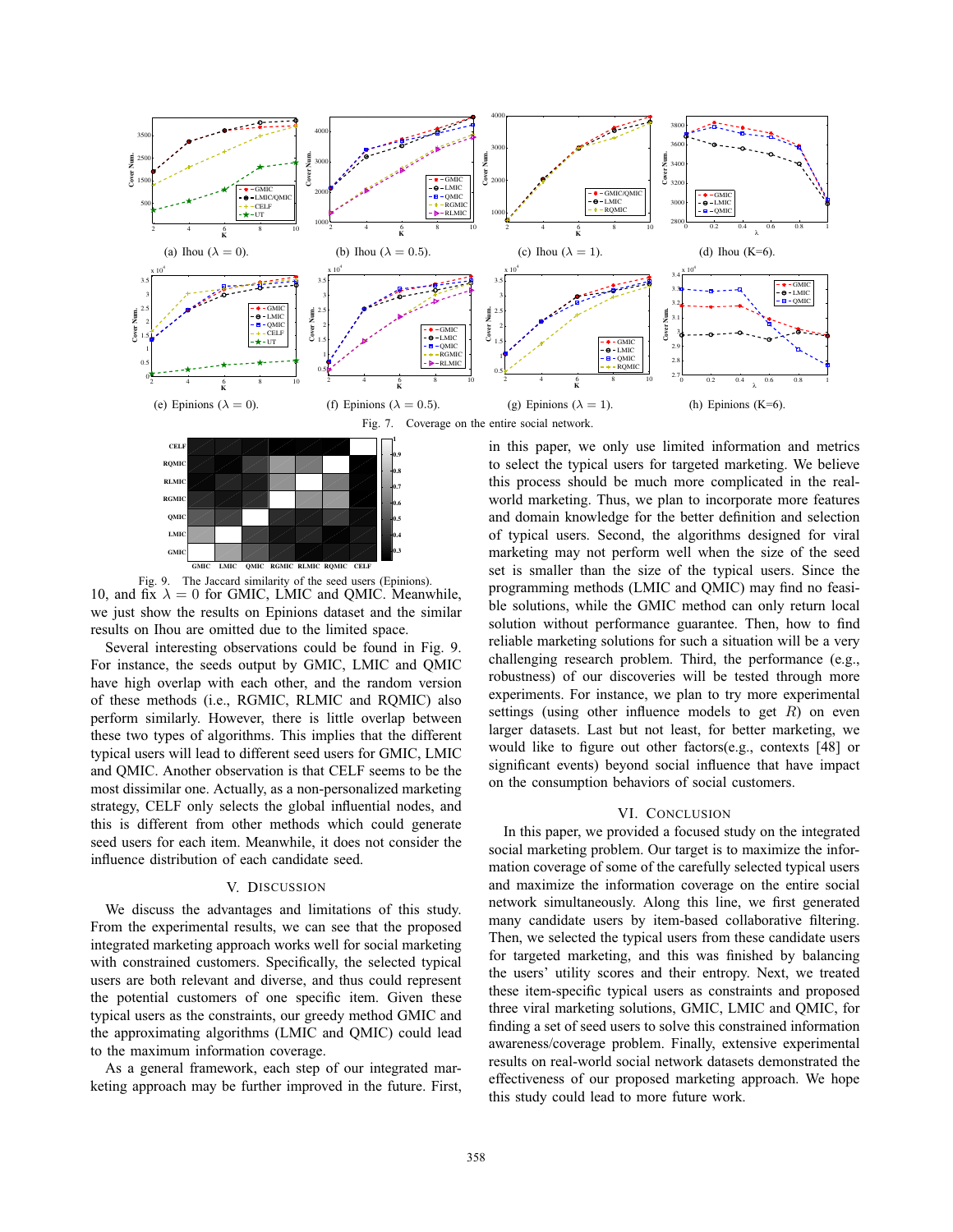(a) Ihou ($\lambda = 0$).

(b) Ihou ($\lambda = 0.5$).

(c) Ihou ($\lambda = 1$).

(d) Ihou (K=6).

(e) Epinions ($\lambda = 0$).

(f) Epinions ($\lambda = 0.5$).

(g) Epinions ($\lambda = 1$).

(h) Epinions (K=6).

Fig. 7. Coverage on the entire social network.

Fig. 9. The Jaccard similarity of the seed users (Epinions).

10, and fix $\lambda = 0$ for GMIC, LMIC and QMIC. Meanwhile, we just show the results on Epinions dataset and the similar results on Ihou are omitted due to the limited space.

Several interesting observations could be found in Fig. 9. For instance, the seeds output by GMIC, LMIC and QMIC have high overlap with each other, and the random version of these methods (i.e., RGMIC, RLMIC and RQMIC) also perform similarly. However, there is little overlap between these two types of algorithms. This implies that the different typical users will lead to different seed users for GMIC, LMIC and QMIC. Another observation is that CELF seems to be the most dissimilar one. Actually, as a non-personalized marketing strategy, CELF only selects the global influential nodes, and this is different from other methods which could generate seed users for each item. Meanwhile, it does not consider the influence distribution of each candidate seed.

## V. Discussion

We discuss the advantages and limitations of this study. From the experimental results, we can see that the proposed integrated marketing approach works well for social marketing with constrained customers. Specifically, the selected typical users are both relevant and diverse, and thus could represent the potential customers of one specific item. Given these typical users as the constraints, our greedy method GMIC and the approximating algorithms (LMIC and QMIC) could lead to the maximum information coverage.

As a general framework, each step of our integrated marketing approach may be further improved in the future. First, in this paper, we only use limited information and metrics to select the typical users for targeted marketing. We believe this process should be much more complicated in the real-world marketing. Thus, we plan to incorporate more features and domain knowledge for the better definition and selection of typical users. Second, the algorithms designed for viral marketing may not perform well when the size of the seed set is smaller than the size of the typical users. Since the programming methods (LMIC and QMIC) may find no feasible solutions, while the GMIC method can only return local solution without performance guarantee. Then, how to find reliable marketing solutions for such a situation will be a very challenging research problem. Third, the performance (e.g., robustness) of our discoveries will be tested through more experiments. For instance, we plan to try more experimental settings (using other influence models to get $R$) on even larger datasets. Last but not least, for better marketing, we would like to figure out other factors(e.g., contexts [48] or significant events) beyond social influence that have impact on the consumption behaviors of social customers.

## VI. Conclusion

In this paper, we provided a focused study on the integrated social marketing problem. Our target is to maximize the information coverage of some of the carefully selected typical users and maximize the information coverage on the entire social network simultaneously. Along this line, we first generated many candidate users by item-based collaborative filtering. Then, we selected the typical users from these candidate users for targeted marketing, and this was finished by balancing the users' utility scores and their entropy. Next, we treated these item-specific typical users as constraints and proposed three viral marketing solutions, GMIC, LMIC and QMIC, for finding a set of seed users to solve this constrained information awareness/coverage problem. Finally, extensive experimental results on real-world social network datasets demonstrated the effectiveness of our proposed marketing approach. We hope this study could lead to more future work.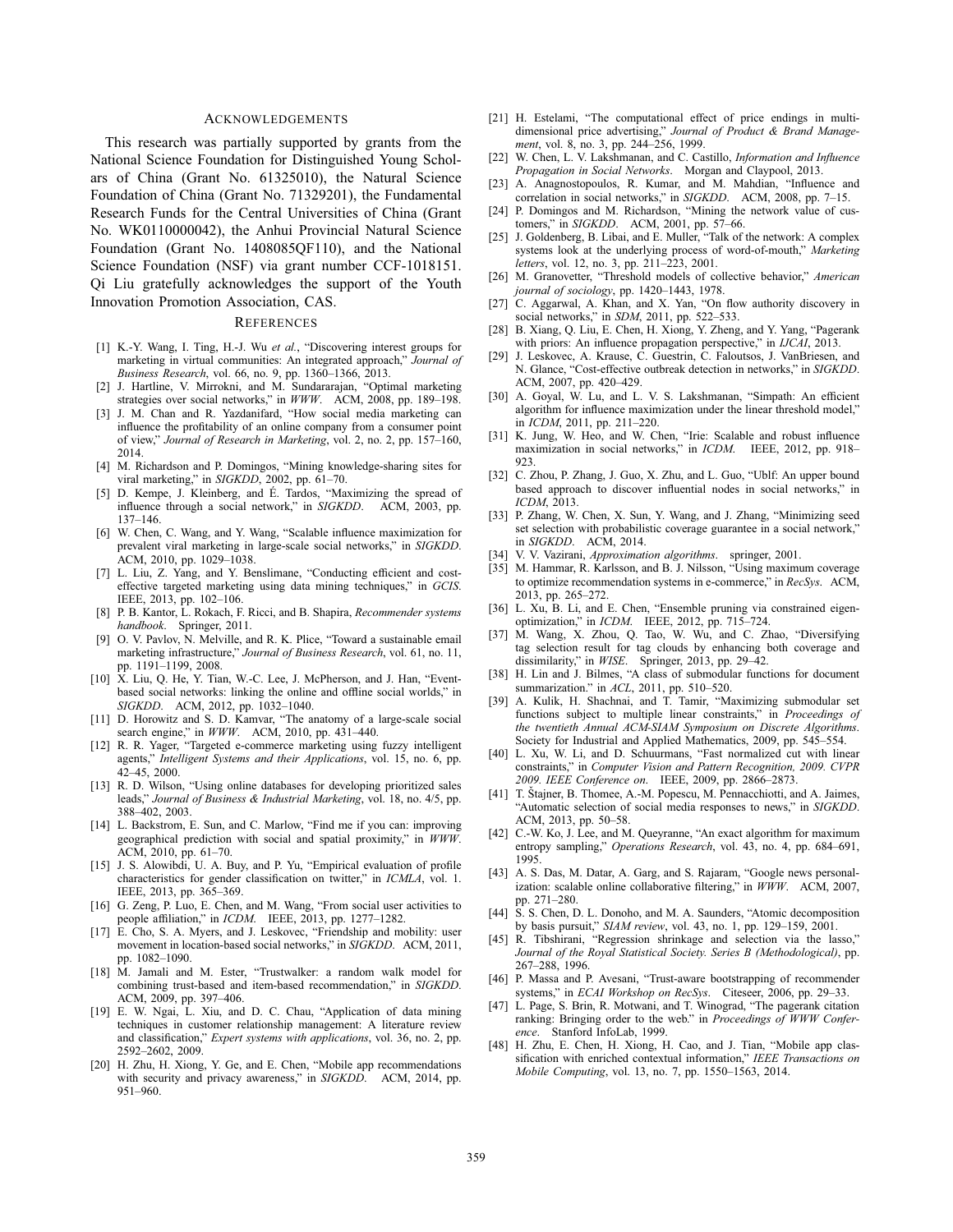## Acknowledgements

This research was partially supported by grants from the National Science Foundation for Distinguished Young Scholars of China (Grant No. 61325010), the Natural Science Foundation of China (Grant No. 71329201), the Fundamental Research Funds for the Central Universities of China (Grant No. WK0110000042), the Anhui Provincial Natural Science Foundation (Grant No. 1408085QF110), and the National Science Foundation (NSF) via grant number CCF-1018151. Qi Liu gratefully acknowledges the support of the Youth Innovation Promotion Association, CAS.

## References

[1] K.-Y. Wang, I. Ting, H.-J. Wu *et al.*, "Discovering interest groups for marketing in virtual communities: An integrated approach," *Journal of Business Research*, vol. 66, no. 9, pp. 1360–1366, 2013.

[2] J. Hartline, V. Mirrokni, and M. Sundararajan, "Optimal marketing strategies over social networks," in *WWW*. ACM, 2008, pp. 189–198.

[3] J. M. Chan and R. Yazdanifard, "How social media marketing can influence the profitability of an online company from a consumer point of view," *Journal of Research in Marketing*, vol. 2, no. 2, pp. 157–160, 2014.

[4] M. Richardson and P. Domingos, "Mining knowledge-sharing sites for viral marketing," in *SIGKDD*, 2002, pp. 61–70.

[5] D. Kempe, J. Kleinberg, and É. Tardos, "Maximizing the spread of influence through a social network," in *SIGKDD*. ACM, 2003, pp. 137–146.

[6] W. Chen, C. Wang, and Y. Wang, "Scalable influence maximization for prevalent viral marketing in large-scale social networks," in *SIGKDD*. ACM, 2010, pp. 1029–1038.

[7] L. Liu, Z. Yang, and Y. Benslimane, "Conducting efficient and cost-effective targeted marketing using data mining techniques," in *GCIS*. IEEE, 2013, pp. 102–106.

[8] P. B. Kantor, L. Rokach, F. Ricci, and B. Shapira, *Recommender systems handbook*. Springer, 2011.

[9] O. V. Pavlov, N. Melville, and R. K. Plice, "Toward a sustainable email marketing infrastructure," *Journal of Business Research*, vol. 61, no. 11, pp. 1191–1199, 2008.

[10] X. Liu, Q. He, Y. Tian, W.-C. Lee, J. McPherson, and J. Han, "Event-based social networks: linking the online and offline social worlds," in *SIGKDD*. ACM, 2012, pp. 1032–1040.

[11] D. Horowitz and S. D. Kamvar, "The anatomy of a large-scale social search engine," in *WWW*. ACM, 2010, pp. 431–440.

[12] R. R. Yager, "Targeted e-commerce marketing using fuzzy intelligent agents," *Intelligent Systems and their Applications*, vol. 15, no. 6, pp. 42–45, 2000.

[13] R. D. Wilson, "Using online databases for developing prioritized sales leads," *Journal of Business & Industrial Marketing*, vol. 18, no. 4/5, pp. 388–402, 2003.

[14] L. Backstrom, E. Sun, and C. Marlow, "Find me if you can: improving geographical prediction with social and spatial proximity," in *WWW*. ACM, 2010, pp. 61–70.

[15] J. S. Alowibdi, U. A. Buy, and P. Yu, "Empirical evaluation of profile characteristics for gender classification on twitter," in *ICMLA*, vol. 1. IEEE, 2013, pp. 365–369.

[16] G. Zeng, P. Luo, E. Chen, and M. Wang, "From social user activities to people affiliation," in *ICDM*. IEEE, 2013, pp. 1277–1282.

[17] E. Cho, S. A. Myers, and J. Leskovec, "Friendship and mobility: user movement in location-based social networks," in *SIGKDD*. ACM, 2011, pp. 1082–1090.

[18] M. Jamali and M. Ester, "Trustwalker: a random walk model for combining trust-based and item-based recommendation," in *SIGKDD*. ACM, 2009, pp. 397–406.

[19] E. W. Ngai, L. Xiu, and D. C. Chau, "Application of data mining techniques in customer relationship management: A literature review and classification," *Expert systems with applications*, vol. 36, no. 2, pp. 2592–2602, 2009.

[20] H. Zhu, H. Xiong, Y. Ge, and E. Chen, "Mobile app recommendations with security and privacy awareness," in *SIGKDD*. ACM, 2014, pp. 951–960.

[21] H. Estelami, "The computational effect of price endings in multi-dimensional price advertising," *Journal of Product & Brand Management*, vol. 8, no. 3, pp. 244–256, 1999.

[22] W. Chen, L. V. Lakshmanan, and C. Castillo, *Information and Influence Propagation in Social Networks*. Morgan and Claypool, 2013.

[23] A. Anagnostopoulos, R. Kumar, and M. Mahdian, "Influence and correlation in social networks," in *SIGKDD*. ACM, 2008, pp. 7–15.

[24] P. Domingos and M. Richardson, "Mining the network value of customers," in *SIGKDD*. ACM, 2001, pp. 57–66.

[25] J. Goldenberg, B. Libai, and E. Muller, "Talk of the network: A complex systems look at the underlying process of word-of-mouth," *Marketing letters*, vol. 12, no. 3, pp. 211–223, 2001.

[26] M. Granovetter, "Threshold models of collective behavior," *American journal of sociology*, pp. 1420–1443, 1978.

[27] C. Aggarwal, A. Khan, and X. Yan, "On flow authority discovery in social networks," in *SDM*, 2011, pp. 522–533.

[28] B. Xiang, Q. Liu, E. Chen, H. Xiong, Y. Zheng, and Y. Yang, "Pagerank with priors: An influence propagation perspective," in *IJCAI*, 2013.

[29] J. Leskovec, A. Krause, C. Guestrin, C. Faloutsos, J. VanBriesen, and N. Glance, "Cost-effective outbreak detection in networks," in *SIGKDD*. ACM, 2007, pp. 420–429.

[30] A. Goyal, W. Lu, and L. V. S. Lakshmanan, "Simpath: An efficient algorithm for influence maximization under the linear threshold model," in *ICDM*, 2011, pp. 211–220.

[31] K. Jung, W. Heo, and W. Chen, "Irie: Scalable and robust influence maximization in social networks," in *ICDM*. IEEE, 2012, pp. 918–923.

[32] C. Zhou, P. Zhang, J. Guo, X. Zhu, and L. Guo, "Ublf: An upper bound based approach to discover influential nodes in social networks," in *ICDM*, 2013.

[33] P. Zhang, W. Chen, X. Sun, Y. Wang, and J. Zhang, "Minimizing seed set selection with probabilistic coverage guarantee in a social network," in *SIGKDD*. ACM, 2014.

[34] V. V. Vazirani, *Approximation algorithms*. springer, 2001.

[35] M. Hammar, R. Karlsson, and B. J. Nilsson, "Using maximum coverage to optimize recommendation systems in e-commerce," in *RecSys*. ACM, 2013, pp. 265–272.

[36] L. Xu, B. Li, and E. Chen, "Ensemble pruning via constrained eigen-optimization," in *ICDM*. IEEE, 2012, pp. 715–724.

[37] M. Wang, X. Zhou, Q. Tao, W. Wu, and C. Zhao, "Diversifying tag selection result for tag clouds by enhancing both coverage and dissimilarity," in *WISE*. Springer, 2013, pp. 29–42.

[38] H. Lin and J. Bilmes, "A class of submodular functions for document summarization." in *ACL*, 2011, pp. 510–520.

[39] A. Kulik, H. Shachnai, and T. Tamir, "Maximizing submodular set functions subject to multiple linear constraints," in *Proceedings of the twentieth Annual ACM-SIAM Symposium on Discrete Algorithms*. Society for Industrial and Applied Mathematics, 2009, pp. 545–554.

[40] L. Xu, W. Li, and D. Schuurmans, "Fast normalized cut with linear constraints," in *Computer Vision and Pattern Recognition, 2009. CVPR 2009. IEEE Conference on*. IEEE, 2009, pp. 2866–2873.

[41] T. Štajner, B. Thomee, A.-M. Popescu, M. Pennacchiotti, and A. Jaimes, "Automatic selection of social media responses to news," in *SIGKDD*. ACM, 2013, pp. 50–58.

[42] C.-W. Ko, J. Lee, and M. Queyranne, "An exact algorithm for maximum entropy sampling," *Operations Research*, vol. 43, no. 4, pp. 684–691, 1995.

[43] A. S. Das, M. Datar, A. Garg, and S. Rajaram, "Google news personalization: scalable online collaborative filtering," in *WWW*. ACM, 2007, pp. 271–280.

[44] S. S. Chen, D. L. Donoho, and M. A. Saunders, "Atomic decomposition by basis pursuit," *SIAM review*, vol. 43, no. 1, pp. 129–159, 2001.

[45] R. Tibshirani, "Regression shrinkage and selection via the lasso," *Journal of the Royal Statistical Society. Series B (Methodological)*, pp. 267–288, 1996.

[46] P. Massa and P. Avesani, "Trust-aware bootstrapping of recommender systems," in *ECAI Workshop on RecSys*. Citeseer, 2006, pp. 29–33.

[47] L. Page, S. Brin, R. Motwani, and T. Winograd, "The pagerank citation ranking: Bringing order to the web." in *Proceedings of WWW Conference*. Stanford InfoLab, 1999.

[48] H. Zhu, E. Chen, H. Xiong, H. Cao, and J. Tian, "Mobile app classification with enriched contextual information," *IEEE Transactions on Mobile Computing*, vol. 13, no. 7, pp. 1550–1563, 2014.